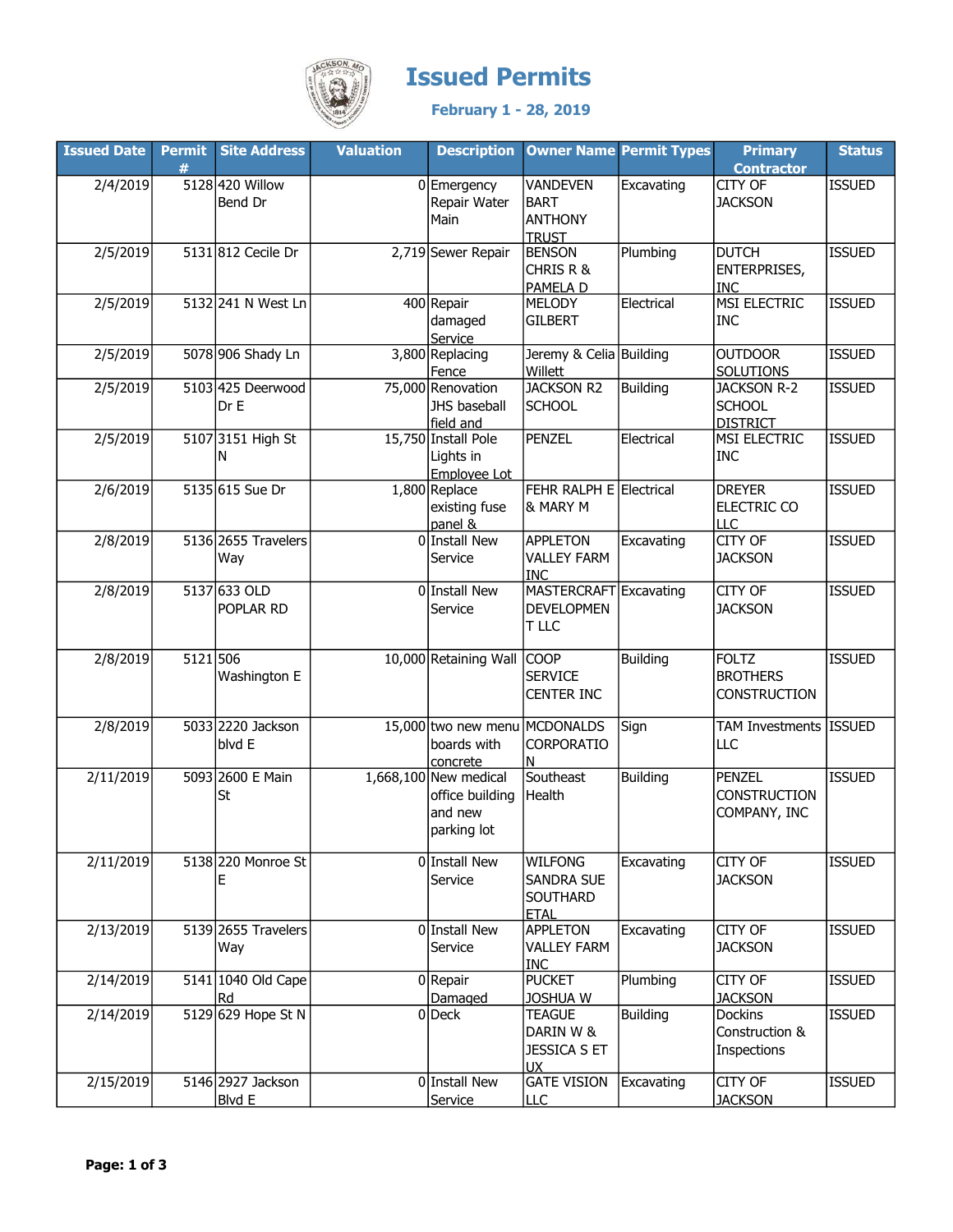# Issued Permits

**February 1 - 28, 2019**

| Issued Date | Permit # | Site Address | Valuation | Description | Owner Name | Permit Types | Primary Contractor | Status |
|---|---|---|---|---|---|---|---|---|
| 2/4/2019 | 5128 | 420 Willow Bend Dr | 0 | Emergency Repair Water Main | VANDEVEN BART ANTHONY TRUST | Excavating | CITY OF JACKSON | ISSUED |
| 2/5/2019 | 5131 | 812 Cecile Dr | 2,719 | Sewer Repair | BENSON CHRIS R & PAMELA D | Plumbing | DUTCH ENTERPRISES, INC | ISSUED |
| 2/5/2019 | 5132 | 241 N West Ln | 400 | Repair damaged Service | MELODY GILBERT | Electrical | MSI ELECTRIC INC | ISSUED |
| 2/5/2019 | 5078 | 906 Shady Ln | 3,800 | Replacing Fence | Jeremy & Celia Willett | Building | OUTDOOR SOLUTIONS | ISSUED |
| 2/5/2019 | 5103 | 425 Deerwood Dr E | 75,000 | Renovation JHS baseball field and | JACKSON R2 SCHOOL | Building | JACKSON R-2 SCHOOL DISTRICT | ISSUED |
| 2/5/2019 | 5107 | 3151 High St N | 15,750 | Install Pole Lights in Employee Lot | PENZEL | Electrical | MSI ELECTRIC INC | ISSUED |
| 2/6/2019 | 5135 | 615 Sue Dr | 1,800 | Replace existing fuse panel & | FEHR RALPH E & MARY M | Electrical | DREYER ELECTRIC CO LLC | ISSUED |
| 2/8/2019 | 5136 | 2655 Travelers Way | 0 | Install New Service | APPLETON VALLEY FARM INC | Excavating | CITY OF JACKSON | ISSUED |
| 2/8/2019 | 5137 | 633 OLD POPLAR RD | 0 | Install New Service | MASTERCRAFT DEVELOPMENT LLC | Excavating | CITY OF JACKSON | ISSUED |
| 2/8/2019 | 5121 | 506 Washington E | 10,000 | Retaining Wall | COOP SERVICE CENTER INC | Building | FOLTZ BROTHERS CONSTRUCTION | ISSUED |
| 2/8/2019 | 5033 | 2220 Jackson blvd E | 15,000 | two new menu boards with concrete | MCDONALDS CORPORATION | Sign | TAM Investments LLC | ISSUED |
| 2/11/2019 | 5093 | 2600 E Main St | 1,668,100 | New medical office building and new parking lot | Southeast Health | Building | PENZEL CONSTRUCTION COMPANY, INC | ISSUED |
| 2/11/2019 | 5138 | 220 Monroe St E | 0 | Install New Service | WILFONG SANDRA SUE SOUTHARD ETAL | Excavating | CITY OF JACKSON | ISSUED |
| 2/13/2019 | 5139 | 2655 Travelers Way | 0 | Install New Service | APPLETON VALLEY FARM INC | Excavating | CITY OF JACKSON | ISSUED |
| 2/14/2019 | 5141 | 1040 Old Cape Rd | 0 | Repair Damaged | PUCKET JOSHUA W | Plumbing | CITY OF JACKSON | ISSUED |
| 2/14/2019 | 5129 | 629 Hope St N | 0 | Deck | TEAGUE DARIN W & JESSICA S ET UX | Building | Dockins Construction & Inspections | ISSUED |
| 2/15/2019 | 5146 | 2927 Jackson Blvd E | 0 | Install New Service | GATE VISION LLC | Excavating | CITY OF JACKSON | ISSUED |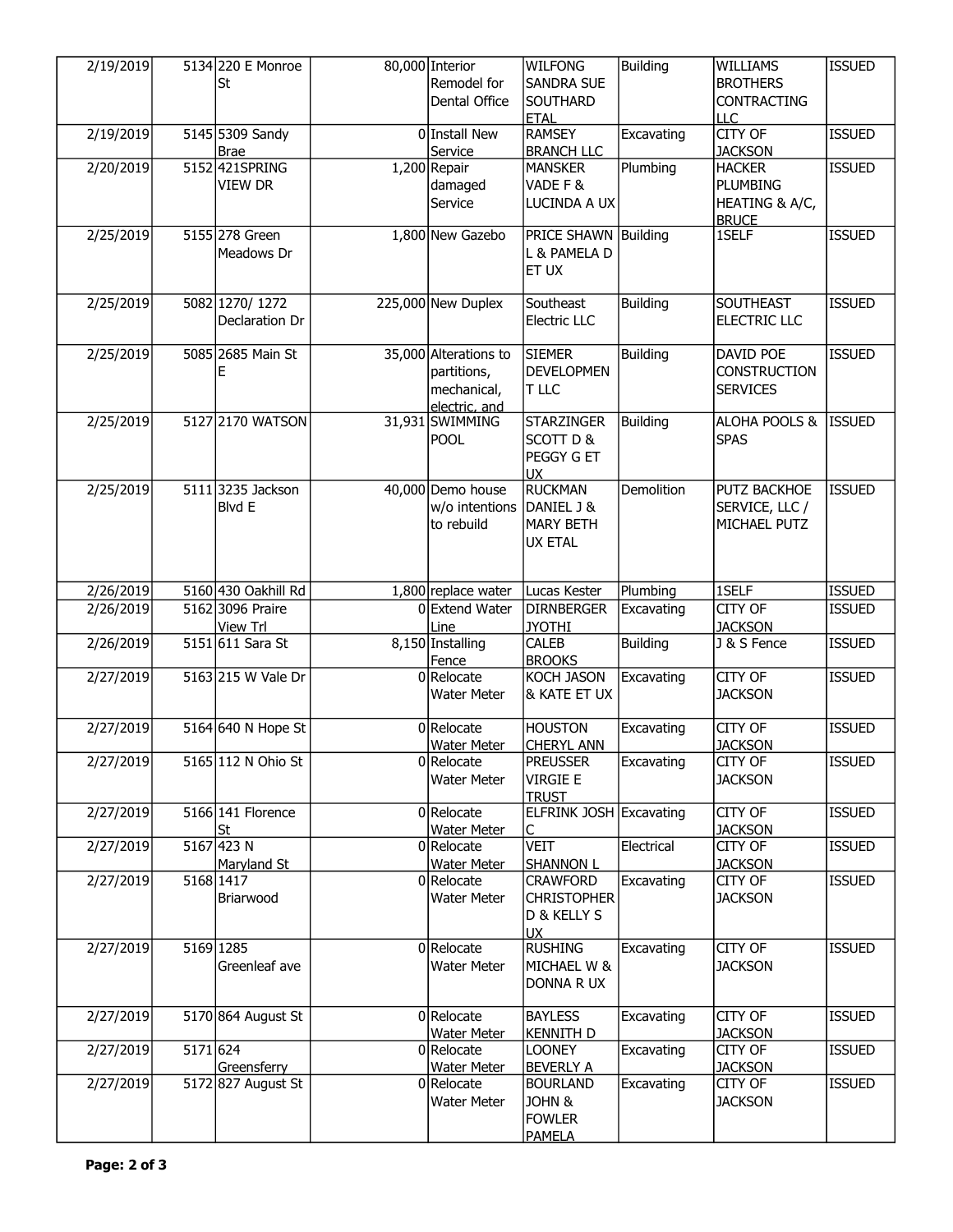| | | | | | | | | |
|---|---|---|---|---|---|---|---|---|
| 2/19/2019 | 5134 | 220 E Monroe St | 80,000 | Interior Remodel for Dental Office | WILFONG SANDRA SUE SOUTHARD ETAL | Building | WILLIAMS BROTHERS CONTRACTING LLC | ISSUED |
| 2/19/2019 | 5145 | 5309 Sandy Brae | 0 | Install New Service | RAMSEY BRANCH LLC | Excavating | CITY OF JACKSON | ISSUED |
| 2/20/2019 | 5152 | 421SPRING VIEW DR | 1,200 | Repair damaged Service | MANSKER VADE F & LUCINDA A UX | Plumbing | HACKER PLUMBING HEATING & A/C, BRUCE | ISSUED |
| 2/25/2019 | 5155 | 278 Green Meadows Dr | 1,800 | New Gazebo | PRICE SHAWN L & PAMELA D ET UX | Building | 1SELF | ISSUED |
| 2/25/2019 | 5082 | 1270/ 1272 Declaration Dr | 225,000 | New Duplex | Southeast Electric LLC | Building | SOUTHEAST ELECTRIC LLC | ISSUED |
| 2/25/2019 | 5085 | 2685 Main St E | 35,000 | Alterations to partitions, mechanical, electric, and | SIEMER DEVELOPMENT LLC | Building | DAVID POE CONSTRUCTION SERVICES | ISSUED |
| 2/25/2019 | 5127 | 2170 WATSON | 31,931 | SWIMMING POOL | STARZINGER SCOTT D & PEGGY G ET UX | Building | ALOHA POOLS & SPAS | ISSUED |
| 2/25/2019 | 5111 | 3235 Jackson Blvd E | 40,000 | Demo house w/o intentions to rebuild | RUCKMAN DANIEL J & MARY BETH UX ETAL | Demolition | PUTZ BACKHOE SERVICE, LLC / MICHAEL PUTZ | ISSUED |
| 2/26/2019 | 5160 | 430 Oakhill Rd | 1,800 | replace water | Lucas Kester | Plumbing | 1SELF | ISSUED |
| 2/26/2019 | 5162 | 3096 Praire View Trl | 0 | Extend Water Line | DIRNBERGER JYOTHI | Excavating | CITY OF JACKSON | ISSUED |
| 2/26/2019 | 5151 | 611 Sara St | 8,150 | Installing Fence | CALEB BROOKS | Building | J & S Fence | ISSUED |
| 2/27/2019 | 5163 | 215 W Vale Dr | 0 | Relocate Water Meter | KOCH JASON & KATE ET UX | Excavating | CITY OF JACKSON | ISSUED |
| 2/27/2019 | 5164 | 640 N Hope St | 0 | Relocate Water Meter | HOUSTON CHERYL ANN | Excavating | CITY OF JACKSON | ISSUED |
| 2/27/2019 | 5165 | 112 N Ohio St | 0 | Relocate Water Meter | PREUSSER VIRGIE E TRUST | Excavating | CITY OF JACKSON | ISSUED |
| 2/27/2019 | 5166 | 141 Florence St | 0 | Relocate Water Meter | ELFRINK JOSH C | Excavating | CITY OF JACKSON | ISSUED |
| 2/27/2019 | 5167 | 423 N Maryland St | 0 | Relocate Water Meter | VEIT SHANNON L | Electrical | CITY OF JACKSON | ISSUED |
| 2/27/2019 | 5168 | 1417 Briarwood | 0 | Relocate Water Meter | CRAWFORD CHRISTOPHER D & KELLY S UX | Excavating | CITY OF JACKSON | ISSUED |
| 2/27/2019 | 5169 | 1285 Greenleaf ave | 0 | Relocate Water Meter | RUSHING MICHAEL W & DONNA R UX | Excavating | CITY OF JACKSON | ISSUED |
| 2/27/2019 | 5170 | 864 August St | 0 | Relocate Water Meter | BAYLESS KENNITH D | Excavating | CITY OF JACKSON | ISSUED |
| 2/27/2019 | 5171 | 624 Greensferry | 0 | Relocate Water Meter | LOONEY BEVERLY A | Excavating | CITY OF JACKSON | ISSUED |
| 2/27/2019 | 5172 | 827 August St | 0 | Relocate Water Meter | BOURLAND JOHN & FOWLER PAMELA | Excavating | CITY OF JACKSON | ISSUED |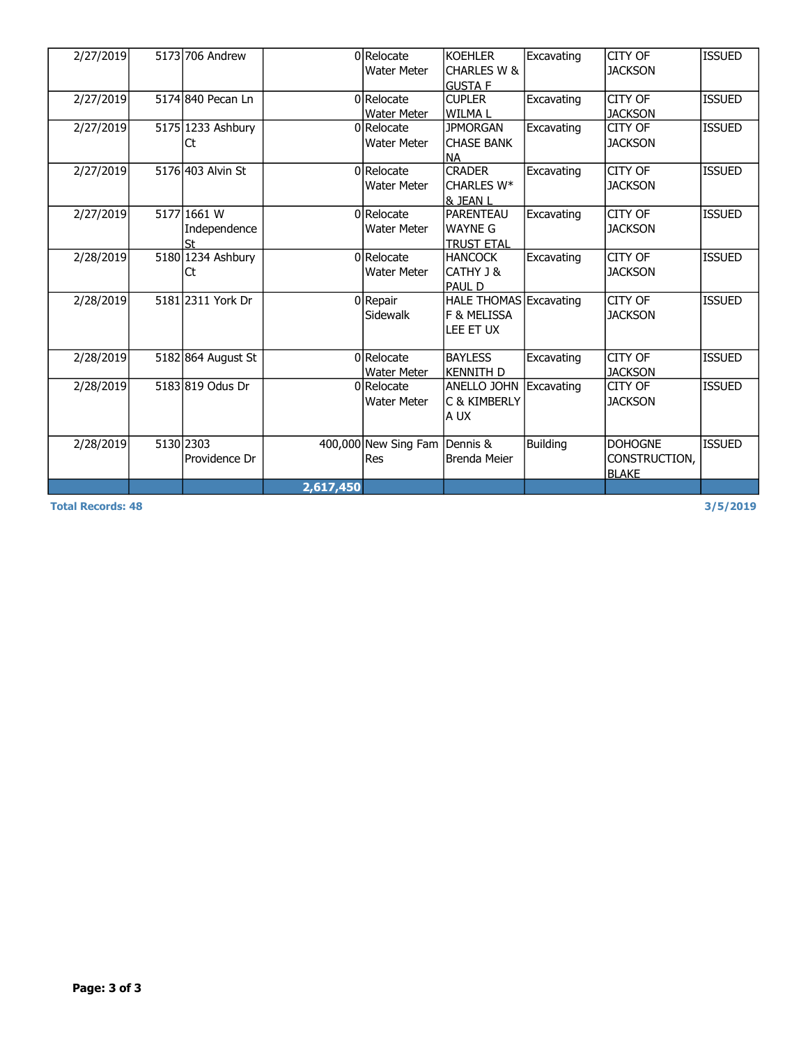| | | | | | | | | |
|---|---|---|---|---|---|---|---|---|
| 2/27/2019 | 5173 | 706 Andrew | 0 | Relocate Water Meter | KOEHLER CHARLES W & GUSTA F | Excavating | CITY OF JACKSON | ISSUED |
| 2/27/2019 | 5174 | 840 Pecan Ln | 0 | Relocate Water Meter | CUPLER WILMA L | Excavating | CITY OF JACKSON | ISSUED |
| 2/27/2019 | 5175 | 1233 Ashbury Ct | 0 | Relocate Water Meter | JPMORGAN CHASE BANK NA | Excavating | CITY OF JACKSON | ISSUED |
| 2/27/2019 | 5176 | 403 Alvin St | 0 | Relocate Water Meter | CRADER CHARLES W* & JEAN L | Excavating | CITY OF JACKSON | ISSUED |
| 2/27/2019 | 5177 | 1661 W Independence St | 0 | Relocate Water Meter | PARENTEAU WAYNE G TRUST ETAL | Excavating | CITY OF JACKSON | ISSUED |
| 2/28/2019 | 5180 | 1234 Ashbury Ct | 0 | Relocate Water Meter | HANCOCK CATHY J & PAUL D | Excavating | CITY OF JACKSON | ISSUED |
| 2/28/2019 | 5181 | 2311 York Dr | 0 | Repair Sidewalk | HALE THOMAS F & MELISSA LEE ET UX | Excavating | CITY OF JACKSON | ISSUED |
| 2/28/2019 | 5182 | 864 August St | 0 | Relocate Water Meter | BAYLESS KENNITH D | Excavating | CITY OF JACKSON | ISSUED |
| 2/28/2019 | 5183 | 819 Odus Dr | 0 | Relocate Water Meter | ANELLO JOHN C & KIMBERLY A UX | Excavating | CITY OF JACKSON | ISSUED |
| 2/28/2019 | 5130 | 2303 Providence Dr | 400,000 | New Sing Fam Res | Dennis & Brenda Meier | Building | DOHOGNE CONSTRUCTION, BLAKE | ISSUED |
| | | | **2,617,450** | | | | | |

**Total Records: 48**

**3/5/2019**